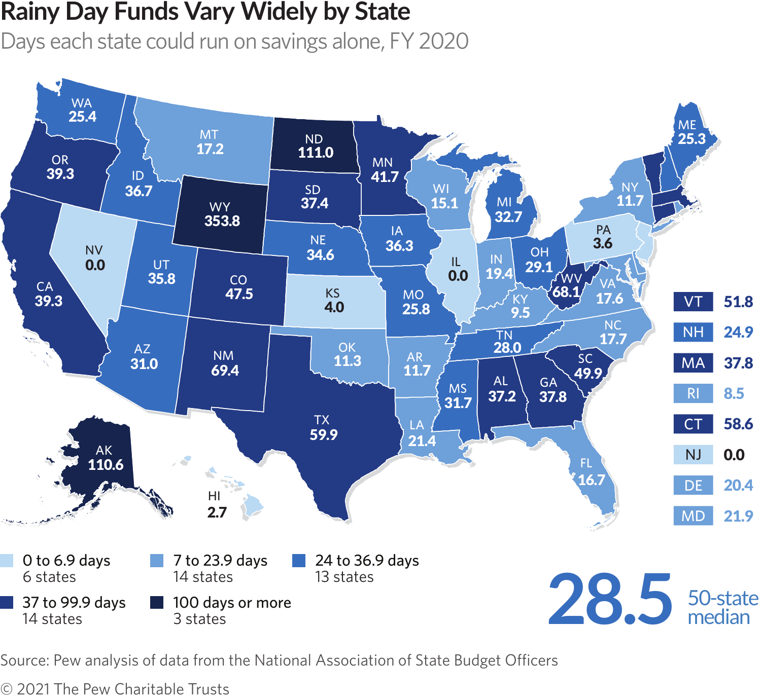# Rainy Day Funds Vary Widely by State

Days each state could run on savings alone, FY 2020

| State | Days |
|---|---|
| WA | 25.4 |
| OR | 39.3 |
| CA | 39.3 |
| NV | 0.0 |
| ID | 36.7 |
| MT | 17.2 |
| WY | 353.8 |
| UT | 35.8 |
| AZ | 31.0 |
| CO | 47.5 |
| NM | 69.4 |
| ND | 111.0 |
| SD | 37.4 |
| NE | 34.6 |
| KS | 4.0 |
| OK | 11.3 |
| TX | 59.9 |
| MN | 41.7 |
| IA | 36.3 |
| MO | 25.8 |
| AR | 11.7 |
| LA | 21.4 |
| WI | 15.1 |
| IL | 0.0 |
| MI | 32.7 |
| IN | 19.4 |
| OH | 29.1 |
| KY | 9.5 |
| TN | 28.0 |
| MS | 31.7 |
| AL | 37.2 |
| GA | 37.8 |
| FL | 16.7 |
| SC | 49.9 |
| NC | 17.7 |
| VA | 17.6 |
| WV | 68.1 |
| PA | 3.6 |
| NY | 11.7 |
| ME | 25.3 |
| AK | 110.6 |
| HI | 2.7 |
| VT | 51.8 |
| NH | 24.9 |
| MA | 37.8 |
| RI | 8.5 |
| CT | 58.6 |
| NJ | 0.0 |
| DE | 20.4 |
| MD | 21.9 |

- 0 to 6.9 days: 6 states
- 7 to 23.9 days: 14 states
- 24 to 36.9 days: 13 states
- 37 to 99.9 days: 14 states
- 100 days or more: 3 states

**28.5** 50-state median

Source: Pew analysis of data from the National Association of State Budget Officers

© 2021 The Pew Charitable Trusts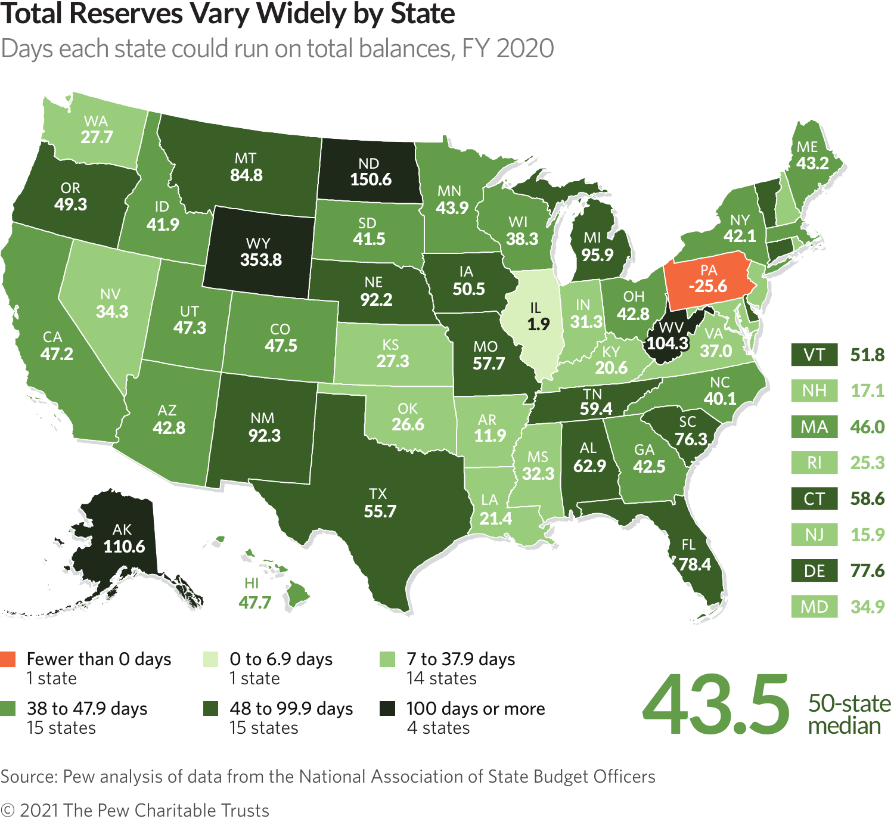# Total Reserves Vary Widely by State

Days each state could run on total balances, FY 2020

WA 27.7
OR 49.3
CA 47.2
ID 41.9
NV 34.3
MT 84.8
WY 353.8
UT 47.3
AZ 42.8
ND 150.6
SD 41.5
NE 92.2
CO 47.5
NM 92.3
KS 27.3
OK 26.6
TX 55.7
MN 43.9
IA 50.5
MO 57.7
AR 11.9
LA 21.4
WI 38.3
IL 1.9
MS 32.3
MI 95.9
IN 31.3
KY 20.6
TN 59.4
AL 62.9
OH 42.8
WV 104.3
VA 37.0
NC 40.1
SC 76.3
GA 42.5
FL 78.4
PA -25.6
NY 42.1
ME 43.2
AK 110.6
HI 47.7

VT 51.8
NH 17.1
MA 46.0
RI 25.3
CT 58.6
NJ 15.9
DE 77.6
MD 34.9

Fewer than 0 days
1 state

0 to 6.9 days
1 state

7 to 37.9 days
14 states

38 to 47.9 days
15 states

48 to 99.9 days
15 states

100 days or more
4 states

43.5 50-state median

Source: Pew analysis of data from the National Association of State Budget Officers

© 2021 The Pew Charitable Trusts